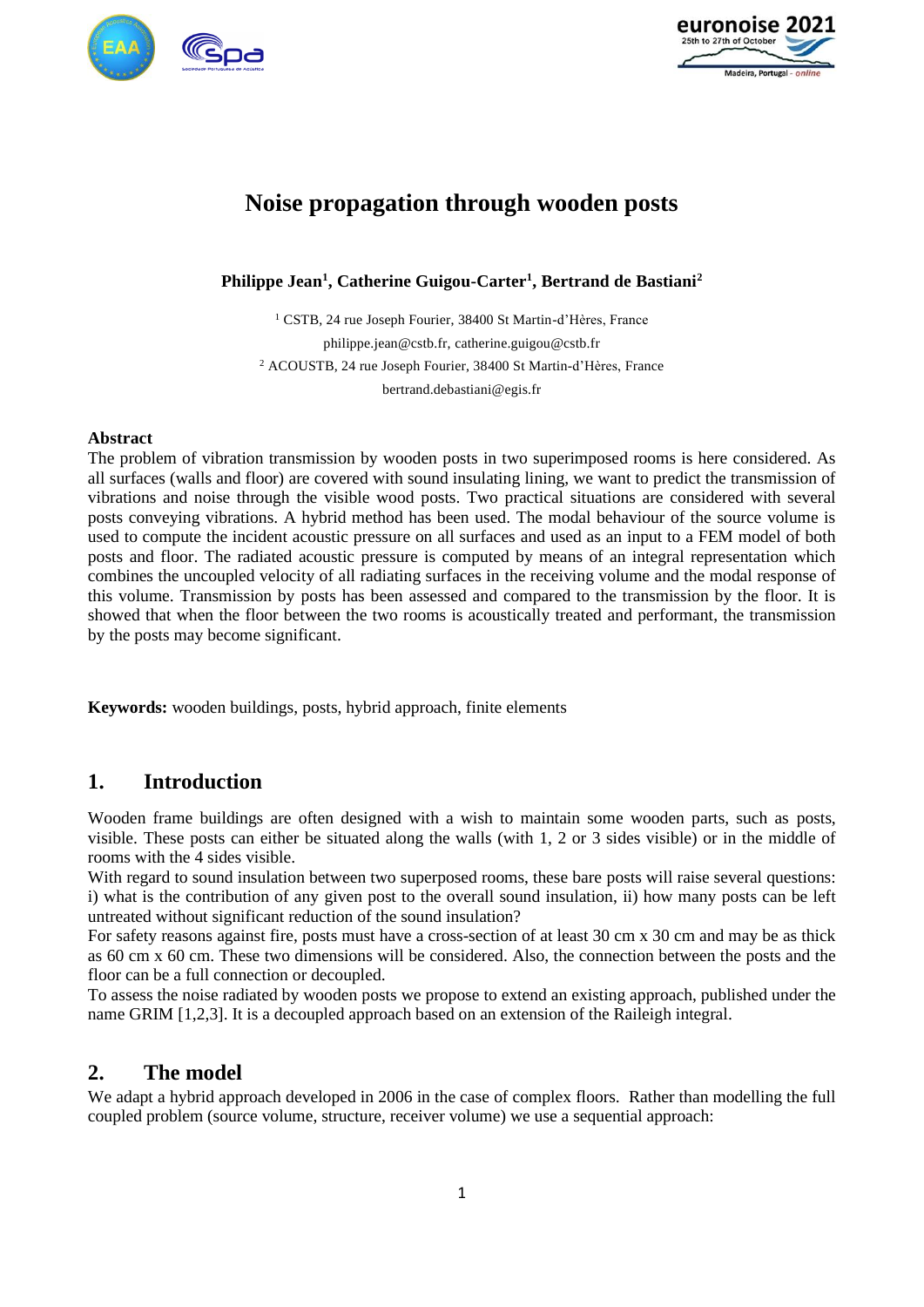# Noise propagation through wooden posts

**Philippe Jean[1], Catherine Guigou-Carter[1], Bertrand de Bastiani[2]**

[1] CSTB, 24 rue Joseph Fourier, 38400 St Martin-d'Hères, France
philippe.jean@cstb.fr, catherine.guigou@cstb.fr
[2] ACOUSTB, 24 rue Joseph Fourier, 38400 St Martin-d'Hères, France
bertrand.debastiani@egis.fr

**Abstract**

The problem of vibration transmission by wooden posts in two superimposed rooms is here considered. As all surfaces (walls and floor) are covered with sound insulating lining, we want to predict the transmission of vibrations and noise through the visible wood posts. Two practical situations are considered with several posts conveying vibrations. A hybrid method has been used. The modal behaviour of the source volume is used to compute the incident acoustic pressure on all surfaces and used as an input to a FEM model of both posts and floor. The radiated acoustic pressure is computed by means of an integral representation which combines the uncoupled velocity of all radiating surfaces in the receiving volume and the modal response of this volume. Transmission by posts has been assessed and compared to the transmission by the floor. It is showed that when the floor between the two rooms is acoustically treated and performant, the transmission by the posts may become significant.

**Keywords:** wooden buildings, posts, hybrid approach, finite elements

## 1. Introduction

Wooden frame buildings are often designed with a wish to maintain some wooden parts, such as posts, visible. These posts can either be situated along the walls (with 1, 2 or 3 sides visible) or in the middle of rooms with the 4 sides visible.

With regard to sound insulation between two superposed rooms, these bare posts will raise several questions: i) what is the contribution of any given post to the overall sound insulation, ii) how many posts can be left untreated without significant reduction of the sound insulation?

For safety reasons against fire, posts must have a cross-section of at least 30 cm x 30 cm and may be as thick as 60 cm x 60 cm. These two dimensions will be considered. Also, the connection between the posts and the floor can be a full connection or decoupled.

To assess the noise radiated by wooden posts we propose to extend an existing approach, published under the name GRIM [1,2,3]. It is a decoupled approach based on an extension of the Raileigh integral.

## 2. The model

We adapt a hybrid approach developed in 2006 in the case of complex floors. Rather than modelling the full coupled problem (source volume, structure, receiver volume) we use a sequential approach: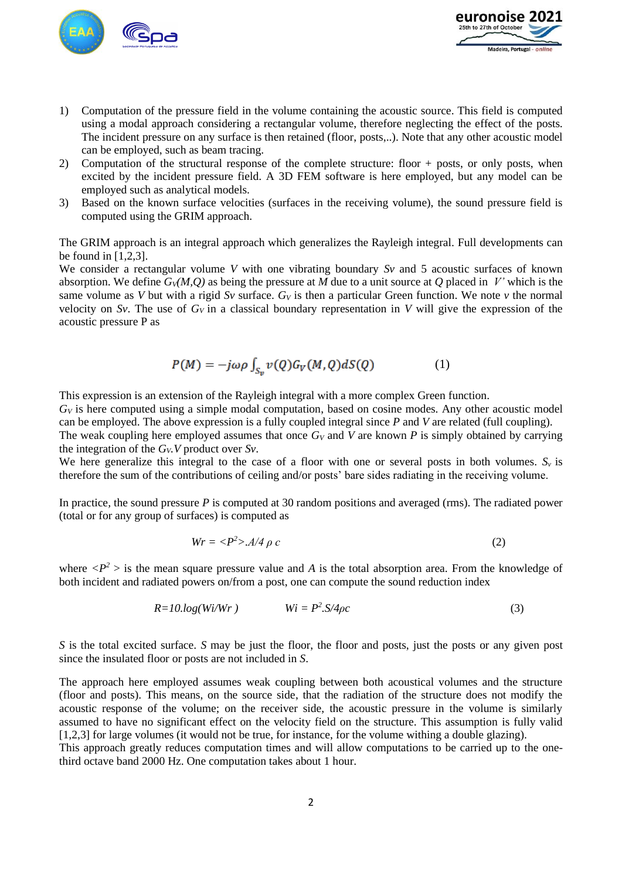1) Computation of the pressure field in the volume containing the acoustic source. This field is computed using a modal approach considering a rectangular volume, therefore neglecting the effect of the posts. The incident pressure on any surface is then retained (floor, posts,..). Note that any other acoustic model can be employed, such as beam tracing.
2) Computation of the structural response of the complete structure: floor + posts, or only posts, when excited by the incident pressure field. A 3D FEM software is here employed, but any model can be employed such as analytical models.
3) Based on the known surface velocities (surfaces in the receiving volume), the sound pressure field is computed using the GRIM approach.

The GRIM approach is an integral approach which generalizes the Rayleigh integral. Full developments can be found in [1,2,3].

We consider a rectangular volume *V* with one vibrating boundary *Sv* and 5 acoustic surfaces of known absorption. We define $G_V(M,Q)$ as being the pressure at *M* due to a unit source at *Q* placed in *V'* which is the same volume as *V* but with a rigid *Sv* surface. $G_V$ is then a particular Green function. We note *v* the normal velocity on *Sv*. The use of $G_V$ in a classical boundary representation in *V* will give the expression of the acoustic pressure P as

$$P(M) = -j\omega\rho \int_{S_v} v(Q) G_V(M,Q) dS(Q) \qquad (1)$$

This expression is an extension of the Rayleigh integral with a more complex Green function.

$G_V$ is here computed using a simple modal computation, based on cosine modes. Any other acoustic model can be employed. The above expression is a fully coupled integral since *P* and *V* are related (full coupling).

The weak coupling here employed assumes that once $G_V$ and *V* are known *P* is simply obtained by carrying the integration of the $G_V.V$ product over *Sv*.

We here generalize this integral to the case of a floor with one or several posts in both volumes. $S_v$ is therefore the sum of the contributions of ceiling and/or posts' bare sides radiating in the receiving volume.

In practice, the sound pressure *P* is computed at 30 random positions and averaged (rms). The radiated power (total or for any group of surfaces) is computed as

$$Wr = \langle P^2 \rangle . A / 4\, \rho\, c \qquad (2)$$

where $\langle P^2 \rangle$ is the mean square pressure value and *A* is the total absorption area. From the knowledge of both incident and radiated powers on/from a post, one can compute the sound reduction index

$$R = 10.\log(Wi/Wr) \qquad Wi = P^2.S/4\rho c \qquad (3)$$

*S* is the total excited surface. *S* may be just the floor, the floor and posts, just the posts or any given post since the insulated floor or posts are not included in *S*.

The approach here employed assumes weak coupling between both acoustical volumes and the structure (floor and posts). This means, on the source side, that the radiation of the structure does not modify the acoustic response of the volume; on the receiver side, the acoustic pressure in the volume is similarly assumed to have no significant effect on the velocity field on the structure. This assumption is fully valid [1,2,3] for large volumes (it would not be true, for instance, for the volume withing a double glazing).

This approach greatly reduces computation times and will allow computations to be carried up to the one-third octave band 2000 Hz. One computation takes about 1 hour.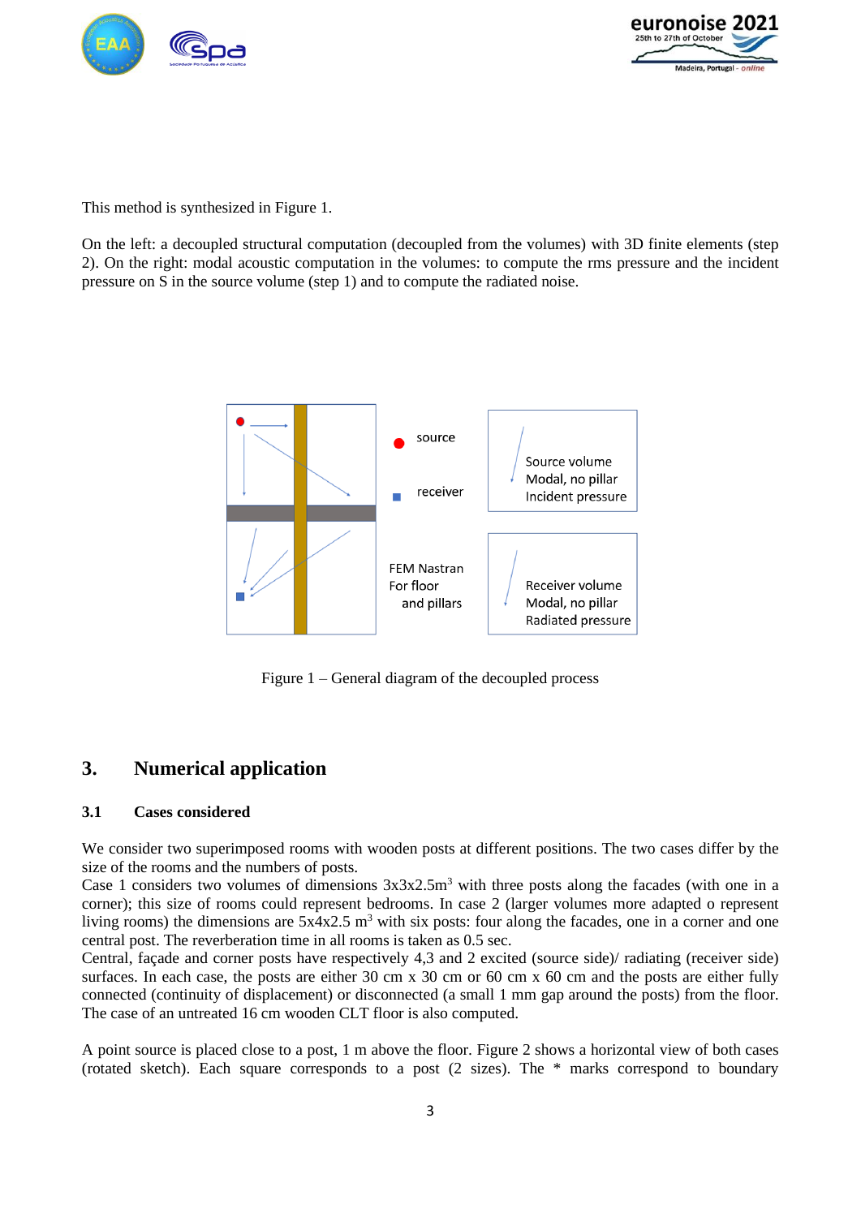This method is synthesized in Figure 1.

On the left: a decoupled structural computation (decoupled from the volumes) with 3D finite elements (step 2). On the right: modal acoustic computation in the volumes: to compute the rms pressure and the incident pressure on S in the source volume (step 1) and to compute the radiated noise.

Figure 1 – General diagram of the decoupled process

## 3. Numerical application

### 3.1 Cases considered

We consider two superimposed rooms with wooden posts at different positions. The two cases differ by the size of the rooms and the numbers of posts.
Case 1 considers two volumes of dimensions 3x3x2.5m$^3$ with three posts along the facades (with one in a corner); this size of rooms could represent bedrooms. In case 2 (larger volumes more adapted o represent living rooms) the dimensions are 5x4x2.5 m$^3$ with six posts: four along the facades, one in a corner and one central post. The reverberation time in all rooms is taken as 0.5 sec.
Central, façade and corner posts have respectively 4,3 and 2 excited (source side)/ radiating (receiver side) surfaces. In each case, the posts are either 30 cm x 30 cm or 60 cm x 60 cm and the posts are either fully connected (continuity of displacement) or disconnected (a small 1 mm gap around the posts) from the floor. The case of an untreated 16 cm wooden CLT floor is also computed.

A point source is placed close to a post, 1 m above the floor. Figure 2 shows a horizontal view of both cases (rotated sketch). Each square corresponds to a post (2 sizes). The * marks correspond to boundary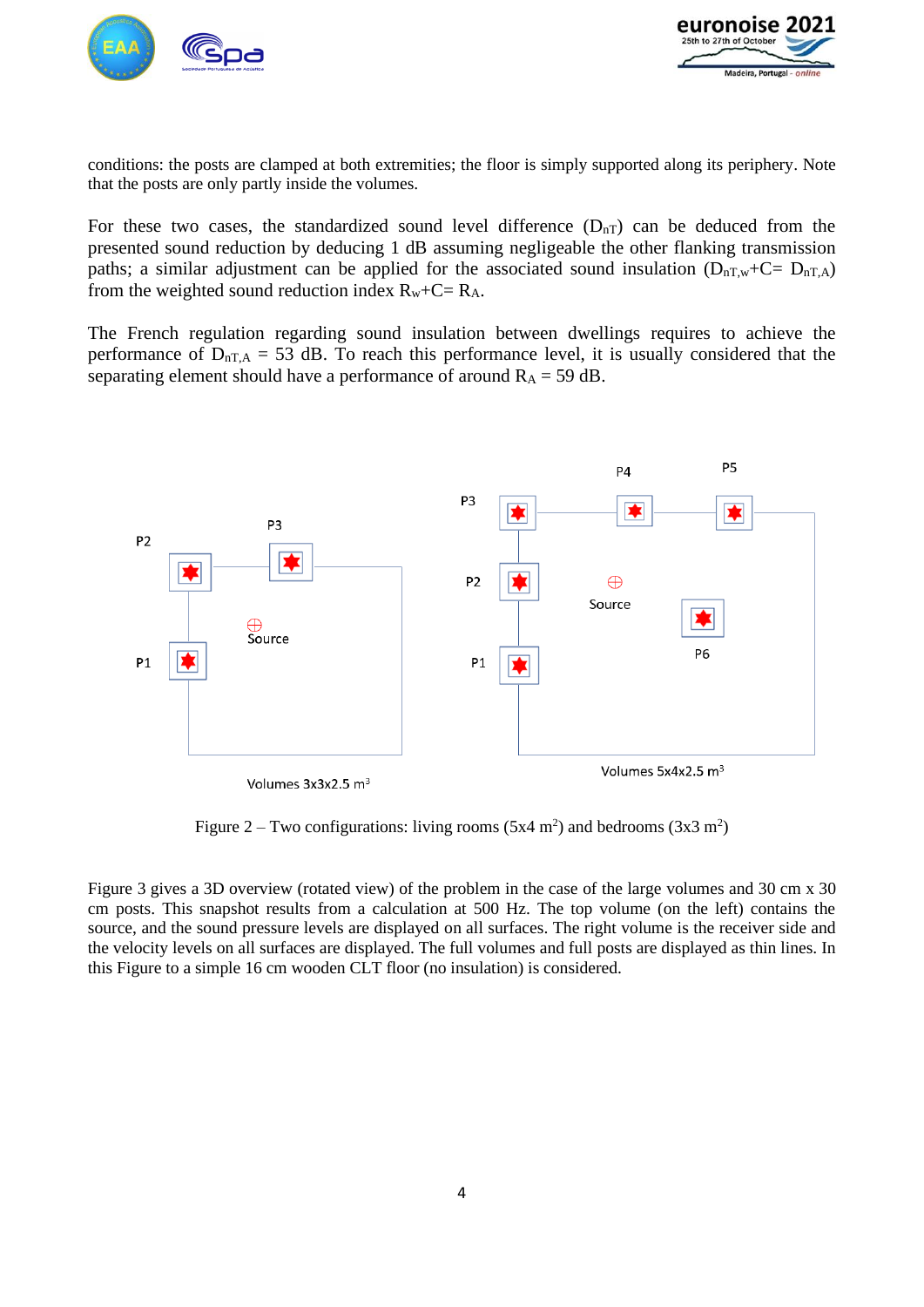conditions: the posts are clamped at both extremities; the floor is simply supported along its periphery. Note that the posts are only partly inside the volumes.

For these two cases, the standardized sound level difference ($D_{nT}$) can be deduced from the presented sound reduction by deducing 1 dB assuming negligeable the other flanking transmission paths; a similar adjustment can be applied for the associated sound insulation ($D_{nT,w}+C= D_{nT,A}$) from the weighted sound reduction index $R_w+C= R_A$.

The French regulation regarding sound insulation between dwellings requires to achieve the performance of $D_{nT,A}$ = 53 dB. To reach this performance level, it is usually considered that the separating element should have a performance of around $R_A$ = 59 dB.

Figure 2 – Two configurations: living rooms (5x4 m$^2$) and bedrooms (3x3 m$^2$)

Figure 3 gives a 3D overview (rotated view) of the problem in the case of the large volumes and 30 cm x 30 cm posts. This snapshot results from a calculation at 500 Hz. The top volume (on the left) contains the source, and the sound pressure levels are displayed on all surfaces. The right volume is the receiver side and the velocity levels on all surfaces are displayed. The full volumes and full posts are displayed as thin lines. In this Figure to a simple 16 cm wooden CLT floor (no insulation) is considered.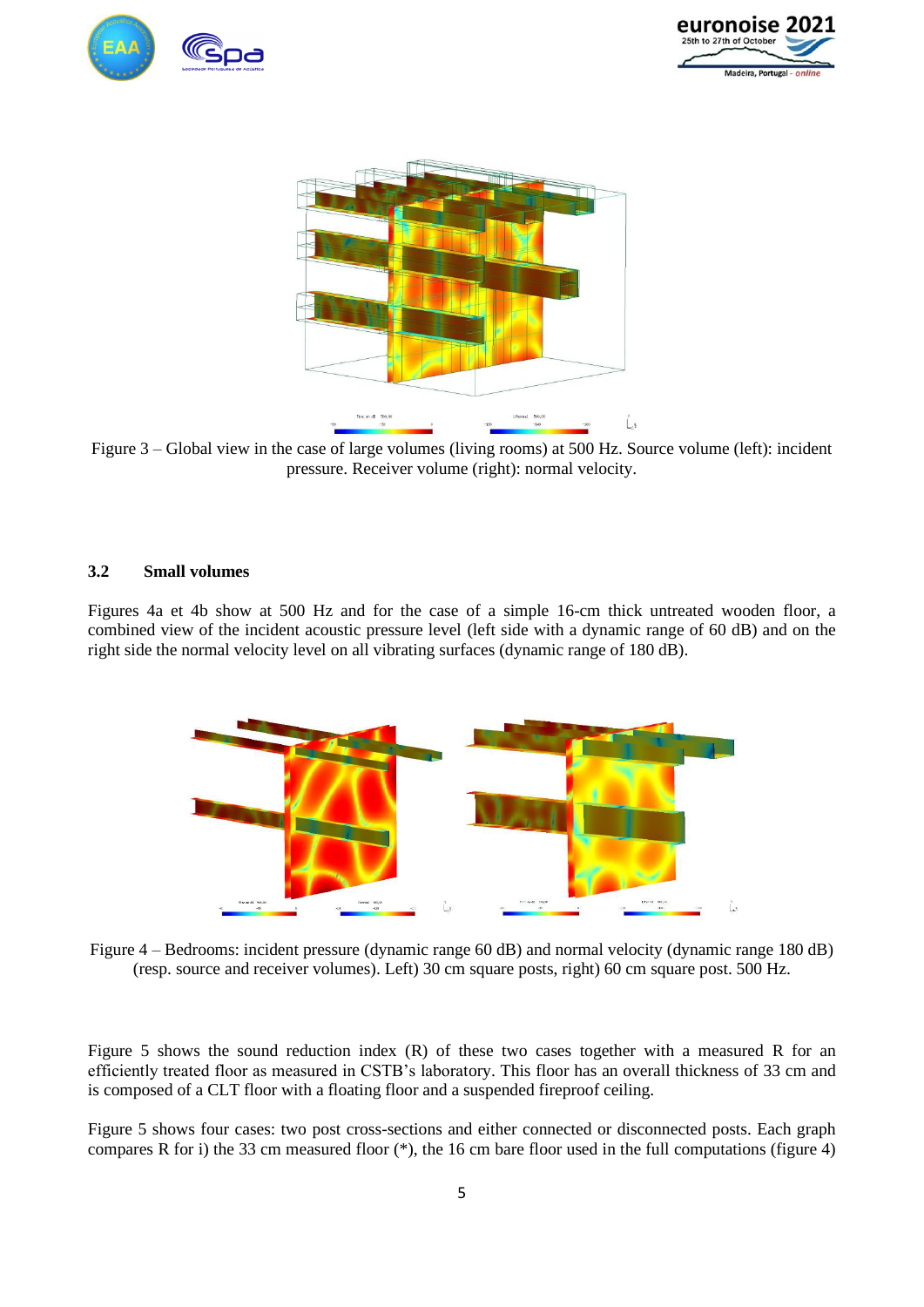Figure 3 – Global view in the case of large volumes (living rooms) at 500 Hz. Source volume (left): incident pressure. Receiver volume (right): normal velocity.

### 3.2 Small volumes

Figures 4a et 4b show at 500 Hz and for the case of a simple 16-cm thick untreated wooden floor, a combined view of the incident acoustic pressure level (left side with a dynamic range of 60 dB) and on the right side the normal velocity level on all vibrating surfaces (dynamic range of 180 dB).

Figure 4 – Bedrooms: incident pressure (dynamic range 60 dB) and normal velocity (dynamic range 180 dB) (resp. source and receiver volumes). Left) 30 cm square posts, right) 60 cm square post. 500 Hz.

Figure 5 shows the sound reduction index (R) of these two cases together with a measured R for an efficiently treated floor as measured in CSTB's laboratory. This floor has an overall thickness of 33 cm and is composed of a CLT floor with a floating floor and a suspended fireproof ceiling.

Figure 5 shows four cases: two post cross-sections and either connected or disconnected posts. Each graph compares R for i) the 33 cm measured floor (*), the 16 cm bare floor used in the full computations (figure 4)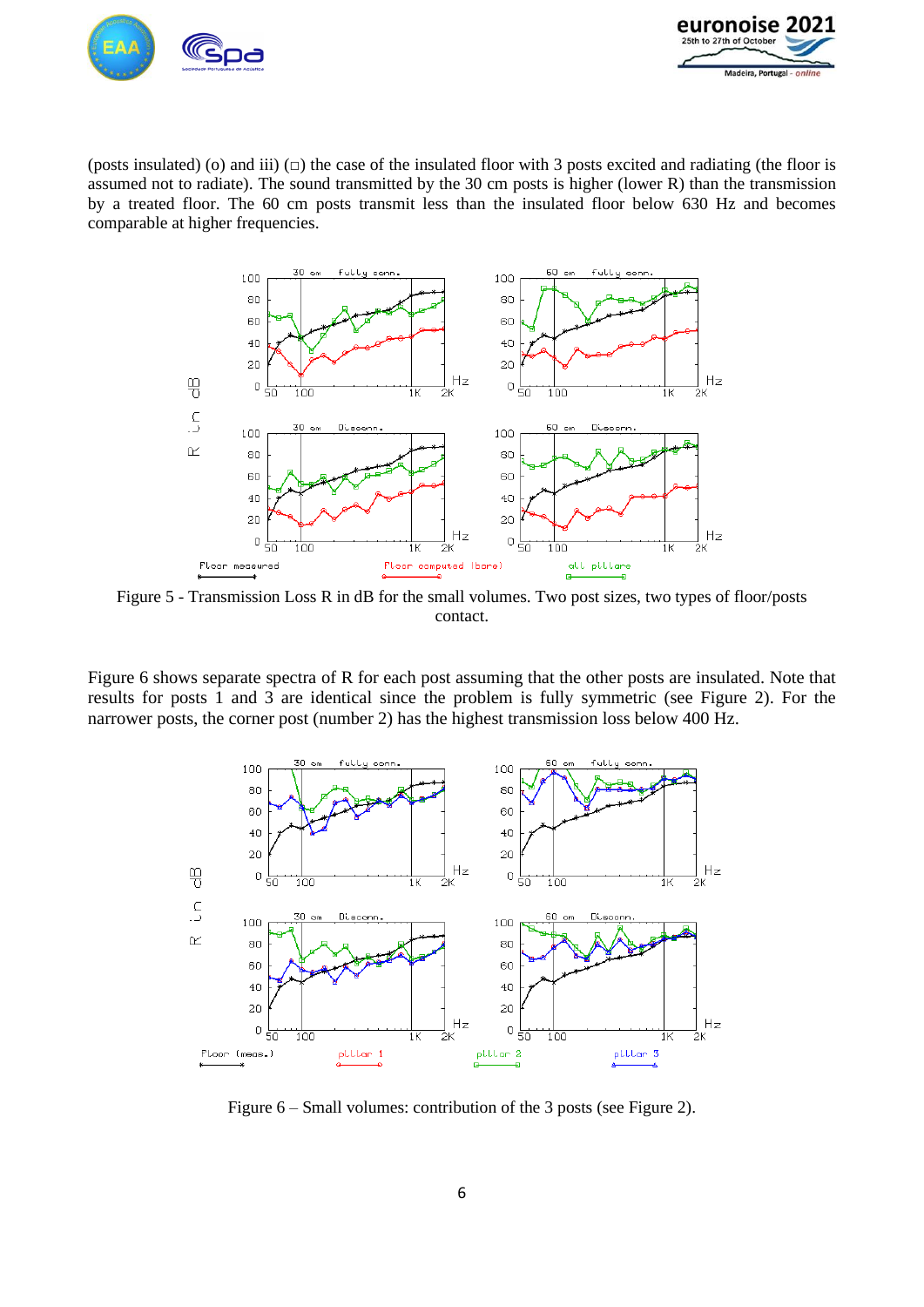(posts insulated) (o) and iii) (□) the case of the insulated floor with 3 posts excited and radiating (the floor is assumed not to radiate). The sound transmitted by the 30 cm posts is higher (lower R) than the transmission by a treated floor. The 60 cm posts transmit less than the insulated floor below 630 Hz and becomes comparable at higher frequencies.

Figure 5 - Transmission Loss R in dB for the small volumes. Two post sizes, two types of floor/posts contact.

Figure 6 shows separate spectra of R for each post assuming that the other posts are insulated. Note that results for posts 1 and 3 are identical since the problem is fully symmetric (see Figure 2). For the narrower posts, the corner post (number 2) has the highest transmission loss below 400 Hz.

Figure 6 – Small volumes: contribution of the 3 posts (see Figure 2).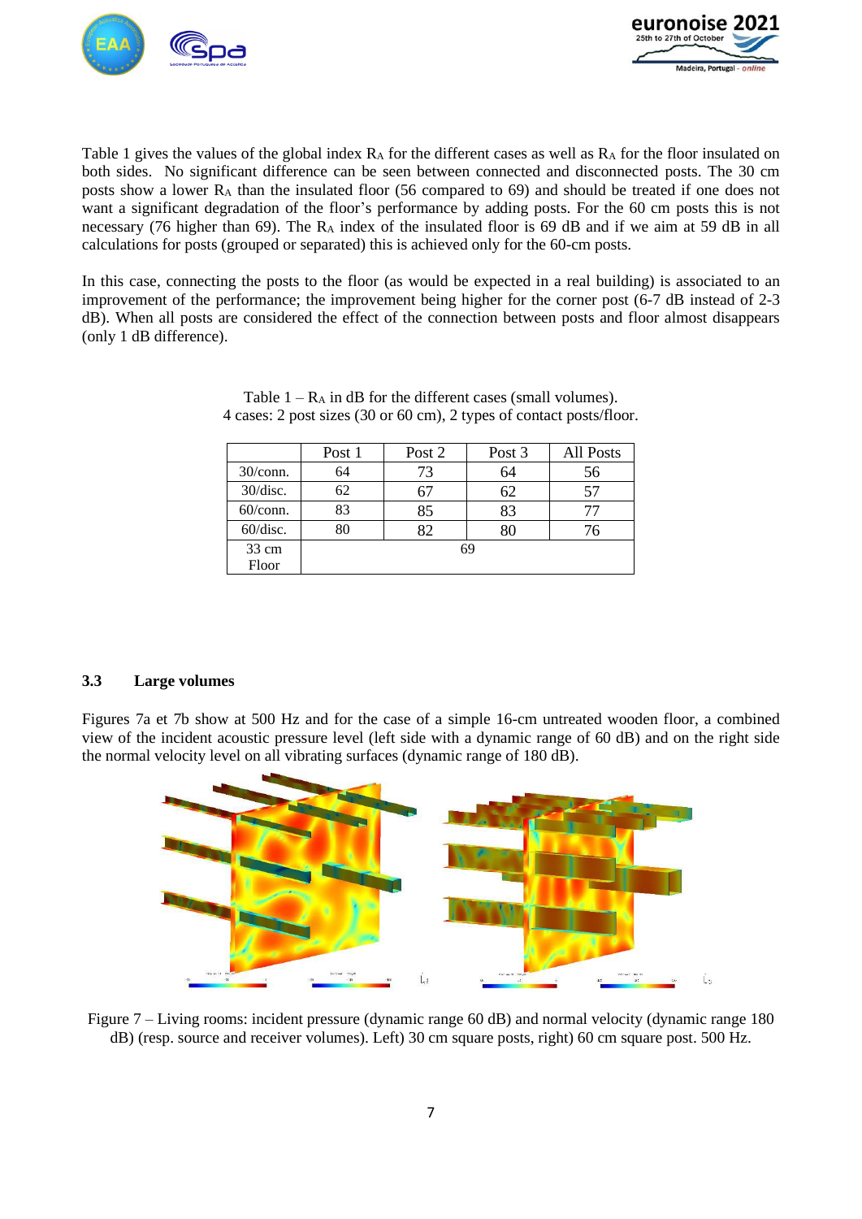Table 1 gives the values of the global index $R_A$ for the different cases as well as $R_A$ for the floor insulated on both sides. No significant difference can be seen between connected and disconnected posts. The 30 cm posts show a lower $R_A$ than the insulated floor (56 compared to 69) and should be treated if one does not want a significant degradation of the floor's performance by adding posts. For the 60 cm posts this is not necessary (76 higher than 69). The $R_A$ index of the insulated floor is 69 dB and if we aim at 59 dB in all calculations for posts (grouped or separated) this is achieved only for the 60-cm posts.

In this case, connecting the posts to the floor (as would be expected in a real building) is associated to an improvement of the performance; the improvement being higher for the corner post (6-7 dB instead of 2-3 dB). When all posts are considered the effect of the connection between posts and floor almost disappears (only 1 dB difference).

Table 1 – $R_A$ in dB for the different cases (small volumes).
4 cases: 2 post sizes (30 or 60 cm), 2 types of contact posts/floor.

| | Post 1 | Post 2 | Post 3 | All Posts |
|---|---|---|---|---|
| 30/conn. | 64 | 73 | 64 | 56 |
| 30/disc. | 62 | 67 | 62 | 57 |
| 60/conn. | 83 | 85 | 83 | 77 |
| 60/disc. | 80 | 82 | 80 | 76 |
| 33 cm Floor | 69 | | | |

### 3.3 Large volumes

Figures 7a et 7b show at 500 Hz and for the case of a simple 16-cm untreated wooden floor, a combined view of the incident acoustic pressure level (left side with a dynamic range of 60 dB) and on the right side the normal velocity level on all vibrating surfaces (dynamic range of 180 dB).

Figure 7 – Living rooms: incident pressure (dynamic range 60 dB) and normal velocity (dynamic range 180 dB) (resp. source and receiver volumes). Left) 30 cm square posts, right) 60 cm square post. 500 Hz.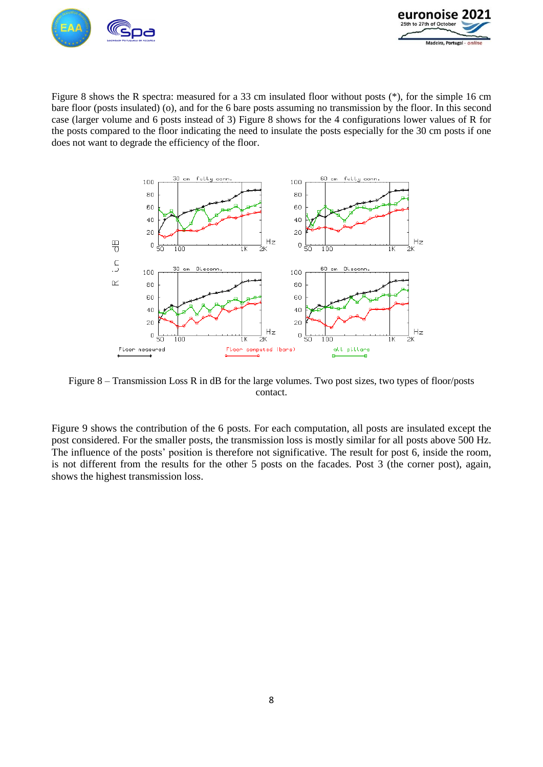Figure 8 shows the R spectra: measured for a 33 cm insulated floor without posts (*), for the simple 16 cm bare floor (posts insulated) (o), and for the 6 bare posts assuming no transmission by the floor. In this second case (larger volume and 6 posts instead of 3) Figure 8 shows for the 4 configurations lower values of R for the posts compared to the floor indicating the need to insulate the posts especially for the 30 cm posts if one does not want to degrade the efficiency of the floor.

Figure 8 – Transmission Loss R in dB for the large volumes. Two post sizes, two types of floor/posts contact.

Figure 9 shows the contribution of the 6 posts. For each computation, all posts are insulated except the post considered. For the smaller posts, the transmission loss is mostly similar for all posts above 500 Hz. The influence of the posts' position is therefore not significative. The result for post 6, inside the room, is not different from the results for the other 5 posts on the facades. Post 3 (the corner post), again, shows the highest transmission loss.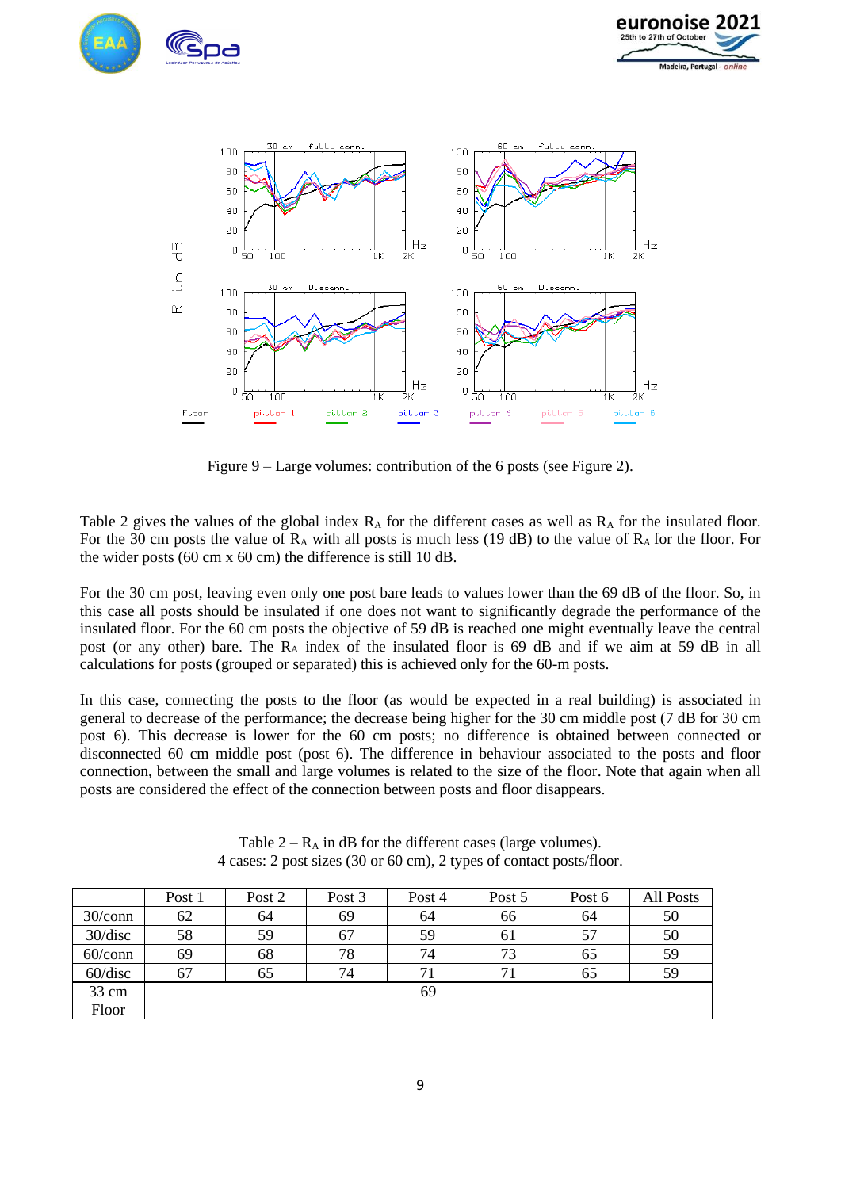Figure 9 – Large volumes: contribution of the 6 posts (see Figure 2).

Table 2 gives the values of the global index $R_A$ for the different cases as well as $R_A$ for the insulated floor. For the 30 cm posts the value of $R_A$ with all posts is much less (19 dB) to the value of $R_A$ for the floor. For the wider posts (60 cm x 60 cm) the difference is still 10 dB.

For the 30 cm post, leaving even only one post bare leads to values lower than the 69 dB of the floor. So, in this case all posts should be insulated if one does not want to significantly degrade the performance of the insulated floor. For the 60 cm posts the objective of 59 dB is reached one might eventually leave the central post (or any other) bare. The $R_A$ index of the insulated floor is 69 dB and if we aim at 59 dB in all calculations for posts (grouped or separated) this is achieved only for the 60-m posts.

In this case, connecting the posts to the floor (as would be expected in a real building) is associated in general to decrease of the performance; the decrease being higher for the 30 cm middle post (7 dB for 30 cm post 6). This decrease is lower for the 60 cm posts; no difference is obtained between connected or disconnected 60 cm middle post (post 6). The difference in behaviour associated to the posts and floor connection, between the small and large volumes is related to the size of the floor. Note that again when all posts are considered the effect of the connection between posts and floor disappears.

Table 2 – $R_A$ in dB for the different cases (large volumes).
4 cases: 2 post sizes (30 or 60 cm), 2 types of contact posts/floor.

| | Post 1 | Post 2 | Post 3 | Post 4 | Post 5 | Post 6 | All Posts |
|---|---|---|---|---|---|---|---|
| 30/conn | 62 | 64 | 69 | 64 | 66 | 64 | 50 |
| 30/disc | 58 | 59 | 67 | 59 | 61 | 57 | 50 |
| 60/conn | 69 | 68 | 78 | 74 | 73 | 65 | 59 |
| 60/disc | 67 | 65 | 74 | 71 | 71 | 65 | 59 |
| 33 cm Floor | 69 | | | | | | |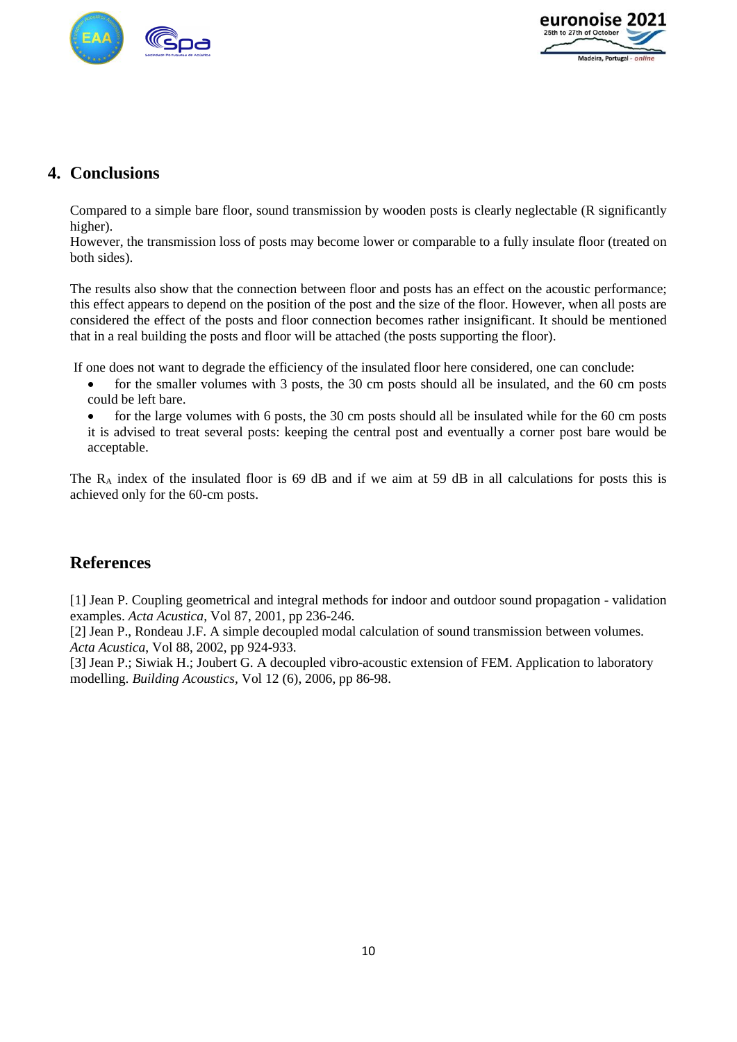## 4. Conclusions

Compared to a simple bare floor, sound transmission by wooden posts is clearly neglectable (R significantly higher).
However, the transmission loss of posts may become lower or comparable to a fully insulate floor (treated on both sides).

The results also show that the connection between floor and posts has an effect on the acoustic performance; this effect appears to depend on the position of the post and the size of the floor. However, when all posts are considered the effect of the posts and floor connection becomes rather insignificant. It should be mentioned that in a real building the posts and floor will be attached (the posts supporting the floor).

If one does not want to degrade the efficiency of the insulated floor here considered, one can conclude:

- for the smaller volumes with 3 posts, the 30 cm posts should all be insulated, and the 60 cm posts could be left bare.
- for the large volumes with 6 posts, the 30 cm posts should all be insulated while for the 60 cm posts it is advised to treat several posts: keeping the central post and eventually a corner post bare would be acceptable.

The $R_A$ index of the insulated floor is 69 dB and if we aim at 59 dB in all calculations for posts this is achieved only for the 60-cm posts.

## References

[1] Jean P. Coupling geometrical and integral methods for indoor and outdoor sound propagation - validation examples. *Acta Acustica*, Vol 87, 2001, pp 236-246.
[2] Jean P., Rondeau J.F. A simple decoupled modal calculation of sound transmission between volumes. *Acta Acustica*, Vol 88, 2002, pp 924-933.
[3] Jean P.; Siwiak H.; Joubert G. A decoupled vibro-acoustic extension of FEM. Application to laboratory modelling. *Building Acoustics*, Vol 12 (6), 2006, pp 86-98.